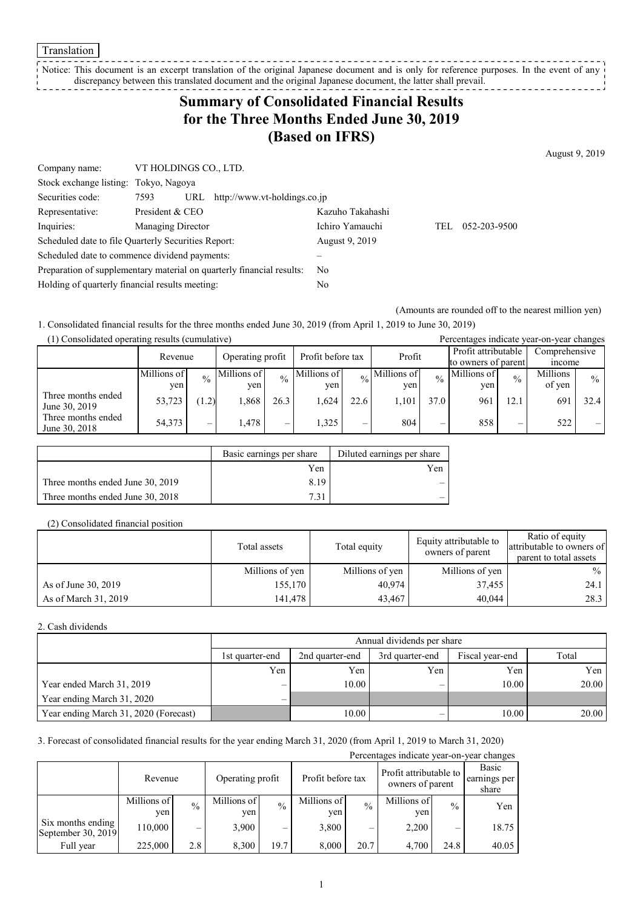Translation

Notice: This document is an excerpt translation of the original Japanese document and is only for reference purposes. In the event of any discrepancy between this translated document and the original Japanese document, the latter shall prevail.

# Summary of Consolidated Financial Results for the Three Months Ended June 30, 2019 (Based on IFRS)

August 9, 2019

| | | | | |
|---|---|---|---|---|
| Company name: | VT HOLDINGS CO., LTD. | | | |
| Stock exchange listing: | Tokyo, Nagoya | | | |
| Securities code: | 7593 URL http://www.vt-holdings.co.jp | | | |
| Representative: | President & CEO | Kazuho Takahashi | | |
| Inquiries: | Managing Director | Ichiro Yamauchi | TEL | 052-203-9500 |
| Scheduled date to file Quarterly Securities Report: | | August 9, 2019 | | |
| Scheduled date to commence dividend payments: | | – | | |
| Preparation of supplementary material on quarterly financial results: | | No | | |
| Holding of quarterly financial results meeting: | | No | | |

(Amounts are rounded off to the nearest million yen)

1. Consolidated financial results for the three months ended June 30, 2019 (from April 1, 2019 to June 30, 2019)

(1) Consolidated operating results (cumulative)

Percentages indicate year-on-year changes

| | Revenue | | Operating profit | | Profit before tax | | Profit | | Profit attributable to owners of parent | | Comprehensive income | |
|---|---|---|---|---|---|---|---|---|---|---|---|---|
| | Millions of yen | % | Millions of yen | % | Millions of yen | % | Millions of yen | % | Millions of yen | % | Millions of yen | % |
| Three months ended June 30, 2019 | 53,723 | (1.2) | 1,868 | 26.3 | 1,624 | 22.6 | 1,101 | 37.0 | 961 | 12.1 | 691 | 32.4 |
| Three months ended June 30, 2018 | 54,373 | – | 1,478 | – | 1,325 | – | 804 | – | 858 | – | 522 | – |

| | Basic earnings per share | Diluted earnings per share |
|---|---|---|
| | Yen | Yen |
| Three months ended June 30, 2019 | 8.19 | – |
| Three months ended June 30, 2018 | 7.31 | – |

(2) Consolidated financial position

| | Total assets | Total equity | Equity attributable to owners of parent | Ratio of equity attributable to owners of parent to total assets |
|---|---|---|---|---|
| | Millions of yen | Millions of yen | Millions of yen | % |
| As of June 30, 2019 | 155,170 | 40,974 | 37,455 | 24.1 |
| As of March 31, 2019 | 141,478 | 43,467 | 40,044 | 28.3 |

2. Cash dividends

| | Annual dividends per share | | | | |
|---|---|---|---|---|---|
| | 1st quarter-end | 2nd quarter-end | 3rd quarter-end | Fiscal year-end | Total |
| | Yen | Yen | Yen | Yen | Yen |
| Year ended March 31, 2019 | – | 10.00 | – | 10.00 | 20.00 |
| Year ending March 31, 2020 | – | | | | |
| Year ending March 31, 2020 (Forecast) | | 10.00 | – | 10.00 | 20.00 |

3. Forecast of consolidated financial results for the year ending March 31, 2020 (from April 1, 2019 to March 31, 2020)

Percentages indicate year-on-year changes

| | Revenue | | Operating profit | | Profit before tax | | Profit attributable to owners of parent | | Basic earnings per share |
|---|---|---|---|---|---|---|---|---|---|
| | Millions of yen | % | Millions of yen | % | Millions of yen | % | Millions of yen | % | Yen |
| Six months ending September 30, 2019 | 110,000 | – | 3,900 | – | 3,800 | – | 2,200 | – | 18.75 |
| Full year | 225,000 | 2.8 | 8,300 | 19.7 | 8,000 | 20.7 | 4,700 | 24.8 | 40.05 |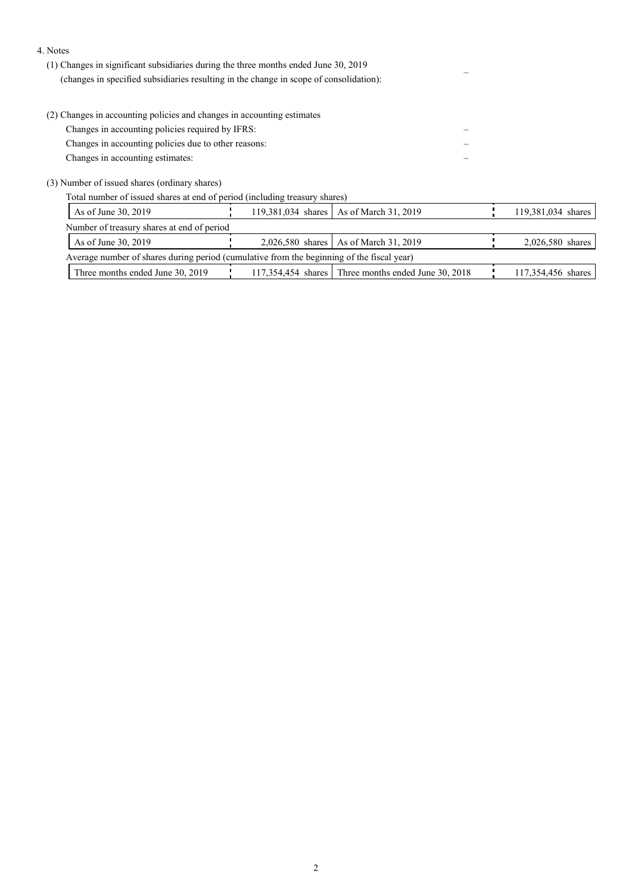4. Notes

(1) Changes in significant subsidiaries during the three months ended June 30, 2019
(changes in specified subsidiaries resulting in the change in scope of consolidation): –

(2) Changes in accounting policies and changes in accounting estimates

Changes in accounting policies required by IFRS: –

Changes in accounting policies due to other reasons: –

Changes in accounting estimates: –

(3) Number of issued shares (ordinary shares)

Total number of issued shares at end of period (including treasury shares)

| As of June 30, 2019 | 119,381,034 shares | As of March 31, 2019 | 119,381,034 shares |
|---|---|---|---|

Number of treasury shares at end of period

| As of June 30, 2019 | 2,026,580 shares | As of March 31, 2019 | 2,026,580 shares |
|---|---|---|---|

Average number of shares during period (cumulative from the beginning of the fiscal year)

| Three months ended June 30, 2019 | 117,354,454 shares | Three months ended June 30, 2018 | 117,354,456 shares |
|---|---|---|---|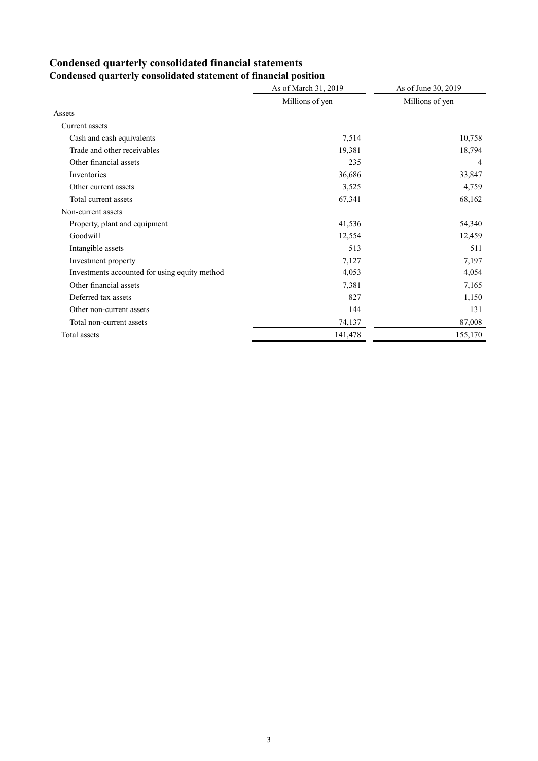# Condensed quarterly consolidated financial statements

## Condensed quarterly consolidated statement of financial position

| | As of March 31, 2019 | As of June 30, 2019 |
|---|---|---|
| | Millions of yen | Millions of yen |
| Assets | | |
| Current assets | | |
| Cash and cash equivalents | 7,514 | 10,758 |
| Trade and other receivables | 19,381 | 18,794 |
| Other financial assets | 235 | 4 |
| Inventories | 36,686 | 33,847 |
| Other current assets | 3,525 | 4,759 |
| Total current assets | 67,341 | 68,162 |
| Non-current assets | | |
| Property, plant and equipment | 41,536 | 54,340 |
| Goodwill | 12,554 | 12,459 |
| Intangible assets | 513 | 511 |
| Investment property | 7,127 | 7,197 |
| Investments accounted for using equity method | 4,053 | 4,054 |
| Other financial assets | 7,381 | 7,165 |
| Deferred tax assets | 827 | 1,150 |
| Other non-current assets | 144 | 131 |
| Total non-current assets | 74,137 | 87,008 |
| Total assets | 141,478 | 155,170 |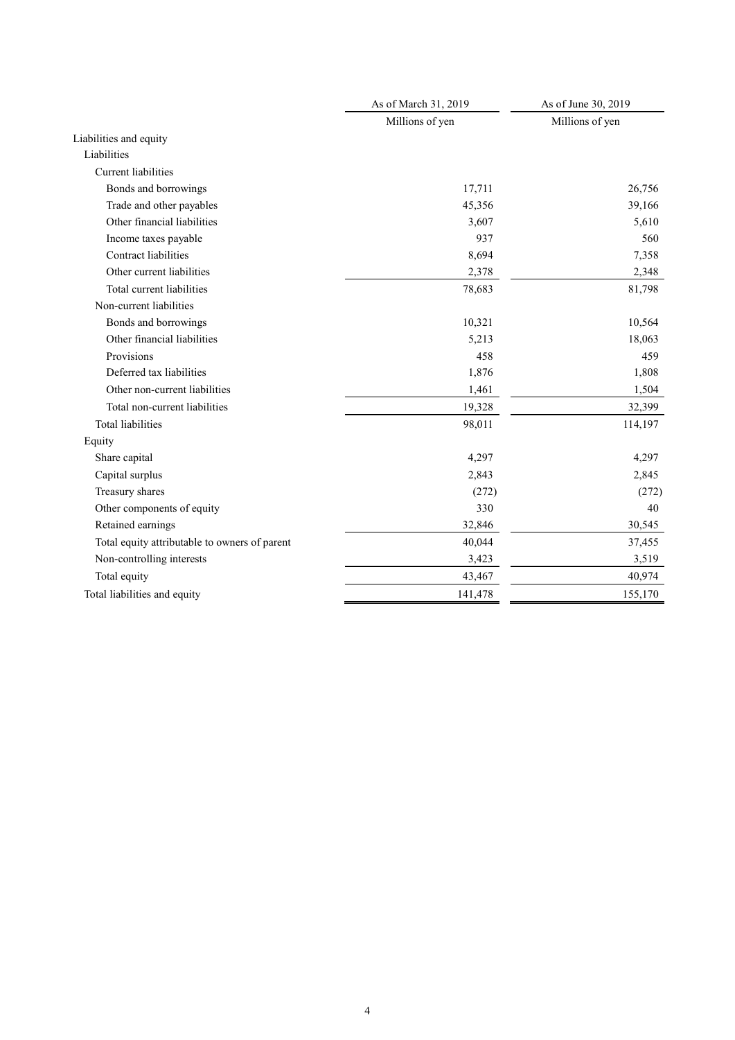| | As of March 31, 2019 | As of June 30, 2019 |
|---|---|---|
| | Millions of yen | Millions of yen |
| Liabilities and equity | | |
| Liabilities | | |
| Current liabilities | | |
| Bonds and borrowings | 17,711 | 26,756 |
| Trade and other payables | 45,356 | 39,166 |
| Other financial liabilities | 3,607 | 5,610 |
| Income taxes payable | 937 | 560 |
| Contract liabilities | 8,694 | 7,358 |
| Other current liabilities | 2,378 | 2,348 |
| Total current liabilities | 78,683 | 81,798 |
| Non-current liabilities | | |
| Bonds and borrowings | 10,321 | 10,564 |
| Other financial liabilities | 5,213 | 18,063 |
| Provisions | 458 | 459 |
| Deferred tax liabilities | 1,876 | 1,808 |
| Other non-current liabilities | 1,461 | 1,504 |
| Total non-current liabilities | 19,328 | 32,399 |
| Total liabilities | 98,011 | 114,197 |
| Equity | | |
| Share capital | 4,297 | 4,297 |
| Capital surplus | 2,843 | 2,845 |
| Treasury shares | (272) | (272) |
| Other components of equity | 330 | 40 |
| Retained earnings | 32,846 | 30,545 |
| Total equity attributable to owners of parent | 40,044 | 37,455 |
| Non-controlling interests | 3,423 | 3,519 |
| Total equity | 43,467 | 40,974 |
| Total liabilities and equity | 141,478 | 155,170 |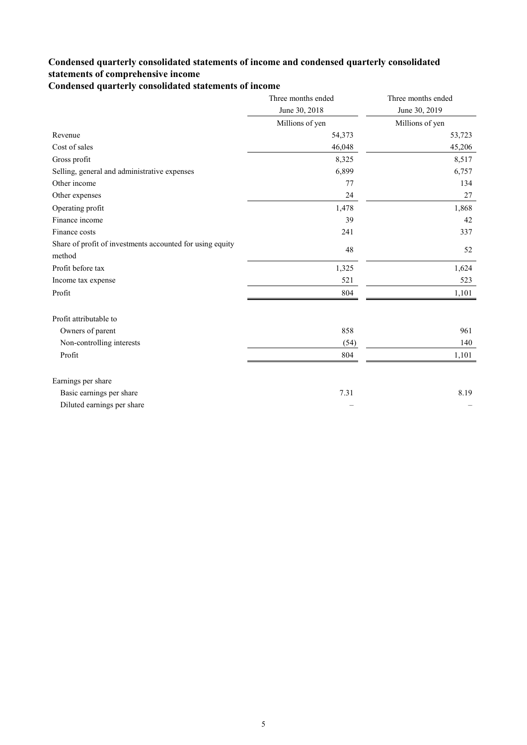## Condensed quarterly consolidated statements of income and condensed quarterly consolidated statements of comprehensive income

### Condensed quarterly consolidated statements of income

| | Three months ended June 30, 2018 | Three months ended June 30, 2019 |
|---|---|---|
| | Millions of yen | Millions of yen |
| Revenue | 54,373 | 53,723 |
| Cost of sales | 46,048 | 45,206 |
| Gross profit | 8,325 | 8,517 |
| Selling, general and administrative expenses | 6,899 | 6,757 |
| Other income | 77 | 134 |
| Other expenses | 24 | 27 |
| Operating profit | 1,478 | 1,868 |
| Finance income | 39 | 42 |
| Finance costs | 241 | 337 |
| Share of profit of investments accounted for using equity method | 48 | 52 |
| Profit before tax | 1,325 | 1,624 |
| Income tax expense | 521 | 523 |
| Profit | 804 | 1,101 |
| | | |
| Profit attributable to | | |
| Owners of parent | 858 | 961 |
| Non-controlling interests | (54) | 140 |
| Profit | 804 | 1,101 |
| | | |
| Earnings per share | | |
| Basic earnings per share | 7.31 | 8.19 |
| Diluted earnings per share | – | – |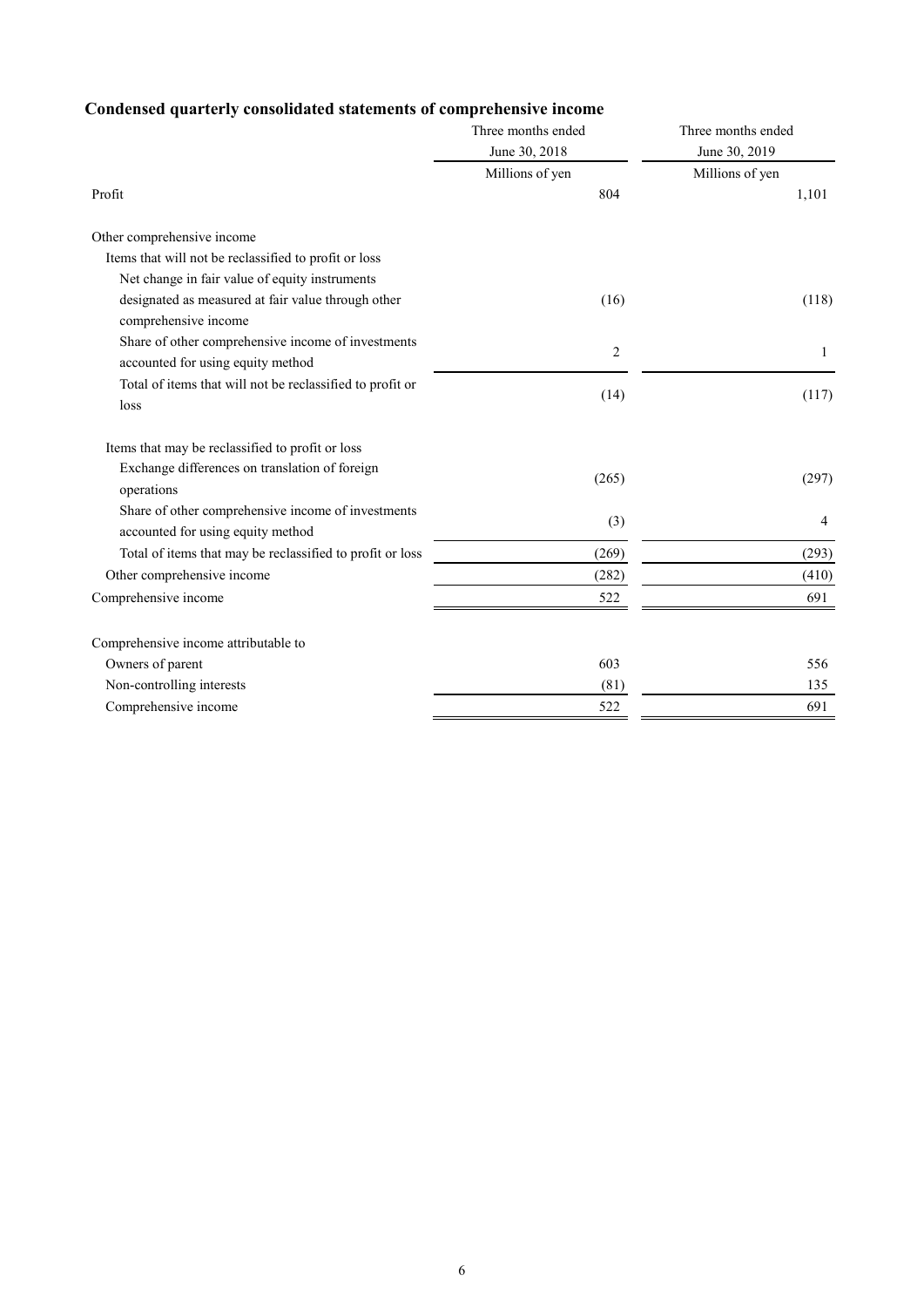## Condensed quarterly consolidated statements of comprehensive income

| | Three months ended June 30, 2018 | Three months ended June 30, 2019 |
|---|---|---|
| | Millions of yen | Millions of yen |
| Profit | 804 | 1,101 |
| Other comprehensive income | | |
| Items that will not be reclassified to profit or loss | | |
| Net change in fair value of equity instruments designated as measured at fair value through other comprehensive income | (16) | (118) |
| Share of other comprehensive income of investments accounted for using equity method | 2 | 1 |
| Total of items that will not be reclassified to profit or loss | (14) | (117) |
| Items that may be reclassified to profit or loss | | |
| Exchange differences on translation of foreign operations | (265) | (297) |
| Share of other comprehensive income of investments accounted for using equity method | (3) | 4 |
| Total of items that may be reclassified to profit or loss | (269) | (293) |
| Other comprehensive income | (282) | (410) |
| Comprehensive income | 522 | 691 |
| Comprehensive income attributable to | | |
| Owners of parent | 603 | 556 |
| Non-controlling interests | (81) | 135 |
| Comprehensive income | 522 | 691 |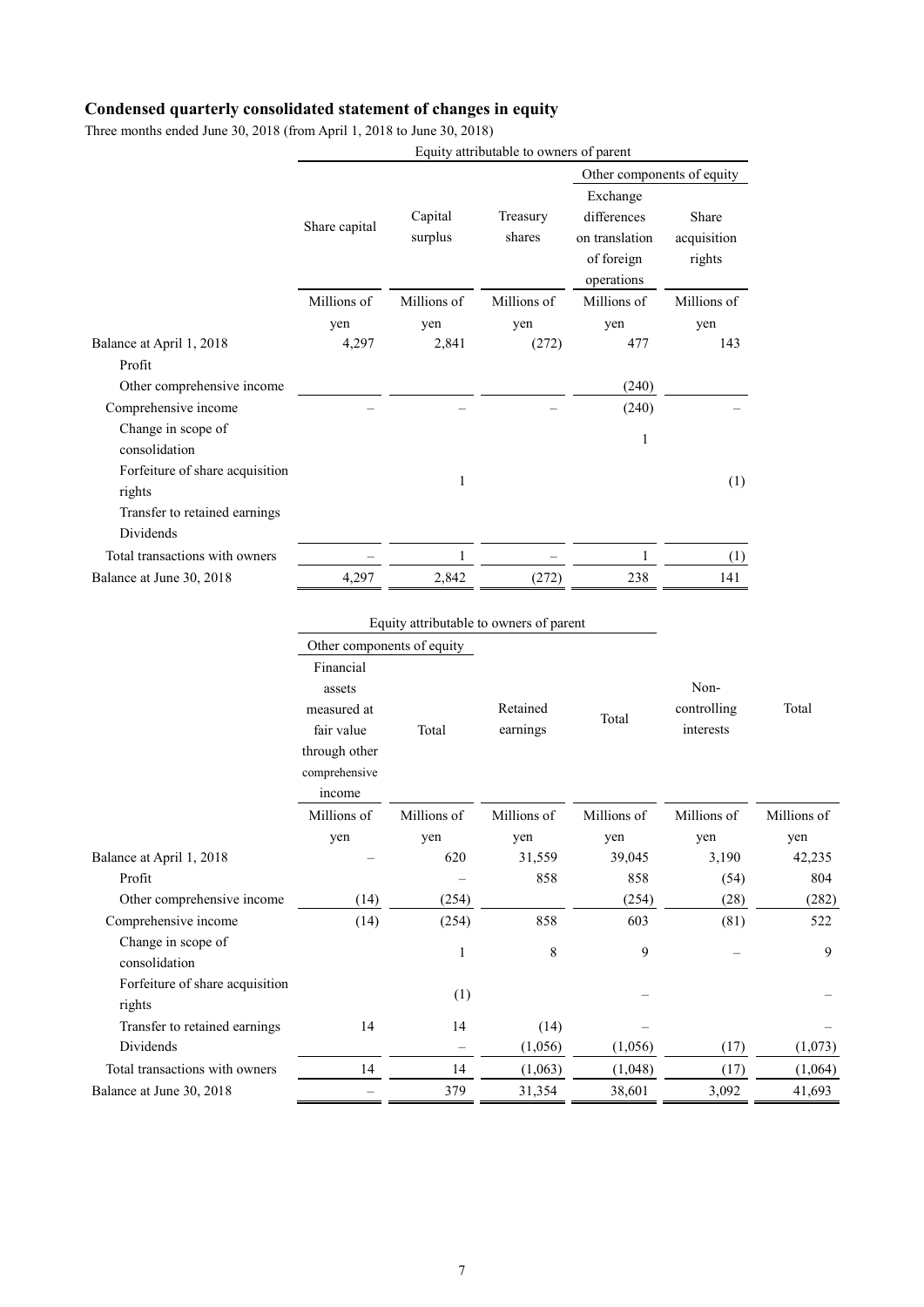## Condensed quarterly consolidated statement of changes in equity

Three months ended June 30, 2018 (from April 1, 2018 to June 30, 2018)

| | Equity attributable to owners of parent | | | | |
|---|---|---|---|---|---|
| | | | | Other components of equity | |
| | Share capital | Capital surplus | Treasury shares | Exchange differences on translation of foreign operations | Share acquisition rights |
| | Millions of yen | Millions of yen | Millions of yen | Millions of yen | Millions of yen |
| Balance at April 1, 2018 | 4,297 | 2,841 | (272) | 477 | 143 |
| Profit | | | | | |
| Other comprehensive income | | | | (240) | |
| Comprehensive income | – | – | – | (240) | – |
| Change in scope of consolidation | | | | 1 | |
| Forfeiture of share acquisition rights | | 1 | | | (1) |
| Transfer to retained earnings | | | | | |
| Dividends | | | | | |
| Total transactions with owners | – | 1 | – | 1 | (1) |
| Balance at June 30, 2018 | 4,297 | 2,842 | (272) | 238 | 141 |

| | Equity attributable to owners of parent | | | | | |
|---|---|---|---|---|---|---|
| | Other components of equity | | | | | |
| | Financial assets measured at fair value through other comprehensive income | Total | Retained earnings | Total | Non-controlling interests | Total |
| | Millions of yen | Millions of yen | Millions of yen | Millions of yen | Millions of yen | Millions of yen |
| Balance at April 1, 2018 | – | 620 | 31,559 | 39,045 | 3,190 | 42,235 |
| Profit | | – | 858 | 858 | (54) | 804 |
| Other comprehensive income | (14) | (254) | | (254) | (28) | (282) |
| Comprehensive income | (14) | (254) | 858 | 603 | (81) | 522 |
| Change in scope of consolidation | | 1 | 8 | 9 | – | 9 |
| Forfeiture of share acquisition rights | | (1) | | – | | – |
| Transfer to retained earnings | 14 | 14 | (14) | – | | – |
| Dividends | | – | (1,056) | (1,056) | (17) | (1,073) |
| Total transactions with owners | 14 | 14 | (1,063) | (1,048) | (17) | (1,064) |
| Balance at June 30, 2018 | – | 379 | 31,354 | 38,601 | 3,092 | 41,693 |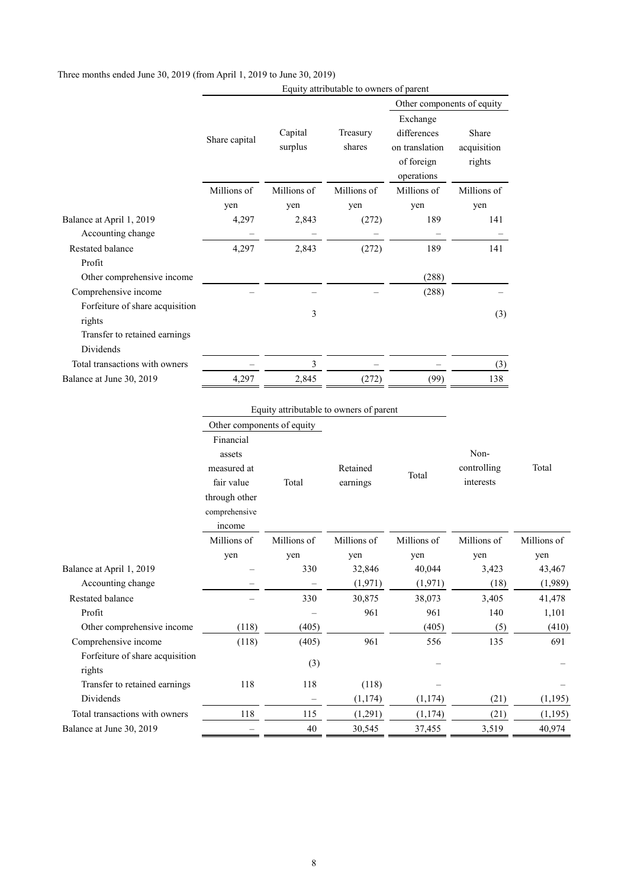Three months ended June 30, 2019 (from April 1, 2019 to June 30, 2019)

| | Equity attributable to owners of parent | | | | |
|---|---|---|---|---|---|
| | | | | Other components of equity | |
| | Share capital | Capital surplus | Treasury shares | Exchange differences on translation of foreign operations | Share acquisition rights |
| | Millions of yen | Millions of yen | Millions of yen | Millions of yen | Millions of yen |
| Balance at April 1, 2019 | 4,297 | 2,843 | (272) | 189 | 141 |
| Accounting change | – | – | – | – | – |
| Restated balance | 4,297 | 2,843 | (272) | 189 | 141 |
| Profit | | | | | |
| Other comprehensive income | | | | (288) | |
| Comprehensive income | – | – | – | (288) | – |
| Forfeiture of share acquisition rights | | 3 | | | (3) |
| Transfer to retained earnings | | | | | |
| Dividends | | | | | |
| Total transactions with owners | – | 3 | – | – | (3) |
| Balance at June 30, 2019 | 4,297 | 2,845 | (272) | (99) | 138 |

| | Equity attributable to owners of parent | | | | | |
|---|---|---|---|---|---|---|
| | Other components of equity | | | | | |
| | Financial assets measured at fair value through other comprehensive income | Total | Retained earnings | Total | Non-controlling interests | Total |
| | Millions of yen | Millions of yen | Millions of yen | Millions of yen | Millions of yen | Millions of yen |
| Balance at April 1, 2019 | – | 330 | 32,846 | 40,044 | 3,423 | 43,467 |
| Accounting change | – | – | (1,971) | (1,971) | (18) | (1,989) |
| Restated balance | – | 330 | 30,875 | 38,073 | 3,405 | 41,478 |
| Profit | | – | 961 | 961 | 140 | 1,101 |
| Other comprehensive income | (118) | (405) | | (405) | (5) | (410) |
| Comprehensive income | (118) | (405) | 961 | 556 | 135 | 691 |
| Forfeiture of share acquisition rights | | (3) | | – | | – |
| Transfer to retained earnings | 118 | 118 | (118) | – | | – |
| Dividends | | – | (1,174) | (1,174) | (21) | (1,195) |
| Total transactions with owners | 118 | 115 | (1,291) | (1,174) | (21) | (1,195) |
| Balance at June 30, 2019 | – | 40 | 30,545 | 37,455 | 3,519 | 40,974 |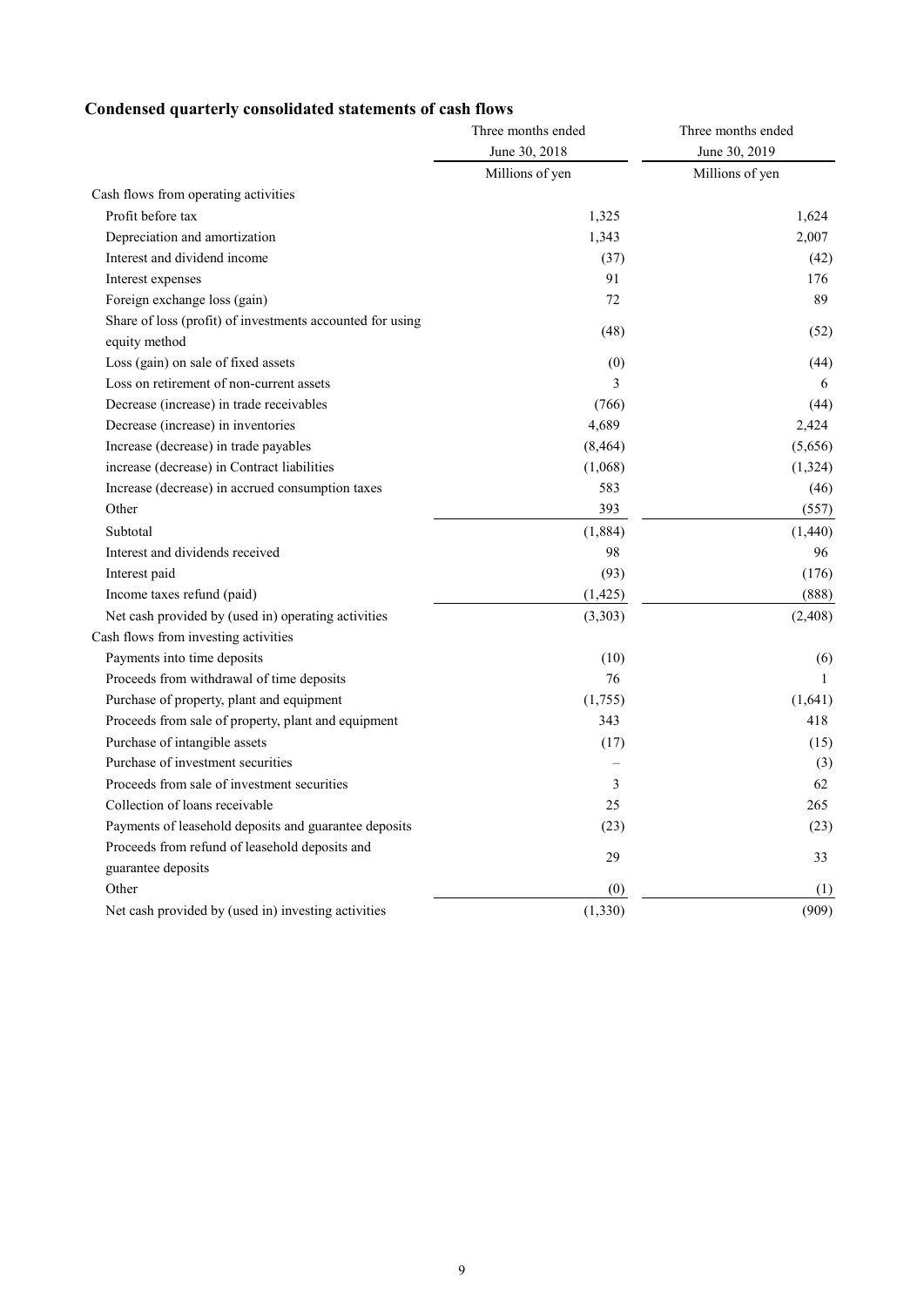## Condensed quarterly consolidated statements of cash flows

| | Three months ended June 30, 2018 | Three months ended June 30, 2019 |
|---|---|---|
| | Millions of yen | Millions of yen |
| Cash flows from operating activities | | |
| Profit before tax | 1,325 | 1,624 |
| Depreciation and amortization | 1,343 | 2,007 |
| Interest and dividend income | (37) | (42) |
| Interest expenses | 91 | 176 |
| Foreign exchange loss (gain) | 72 | 89 |
| Share of loss (profit) of investments accounted for using equity method | (48) | (52) |
| Loss (gain) on sale of fixed assets | (0) | (44) |
| Loss on retirement of non-current assets | 3 | 6 |
| Decrease (increase) in trade receivables | (766) | (44) |
| Decrease (increase) in inventories | 4,689 | 2,424 |
| Increase (decrease) in trade payables | (8,464) | (5,656) |
| increase (decrease) in Contract liabilities | (1,068) | (1,324) |
| Increase (decrease) in accrued consumption taxes | 583 | (46) |
| Other | 393 | (557) |
| Subtotal | (1,884) | (1,440) |
| Interest and dividends received | 98 | 96 |
| Interest paid | (93) | (176) |
| Income taxes refund (paid) | (1,425) | (888) |
| Net cash provided by (used in) operating activities | (3,303) | (2,408) |
| Cash flows from investing activities | | |
| Payments into time deposits | (10) | (6) |
| Proceeds from withdrawal of time deposits | 76 | 1 |
| Purchase of property, plant and equipment | (1,755) | (1,641) |
| Proceeds from sale of property, plant and equipment | 343 | 418 |
| Purchase of intangible assets | (17) | (15) |
| Purchase of investment securities | – | (3) |
| Proceeds from sale of investment securities | 3 | 62 |
| Collection of loans receivable | 25 | 265 |
| Payments of leasehold deposits and guarantee deposits | (23) | (23) |
| Proceeds from refund of leasehold deposits and guarantee deposits | 29 | 33 |
| Other | (0) | (1) |
| Net cash provided by (used in) investing activities | (1,330) | (909) |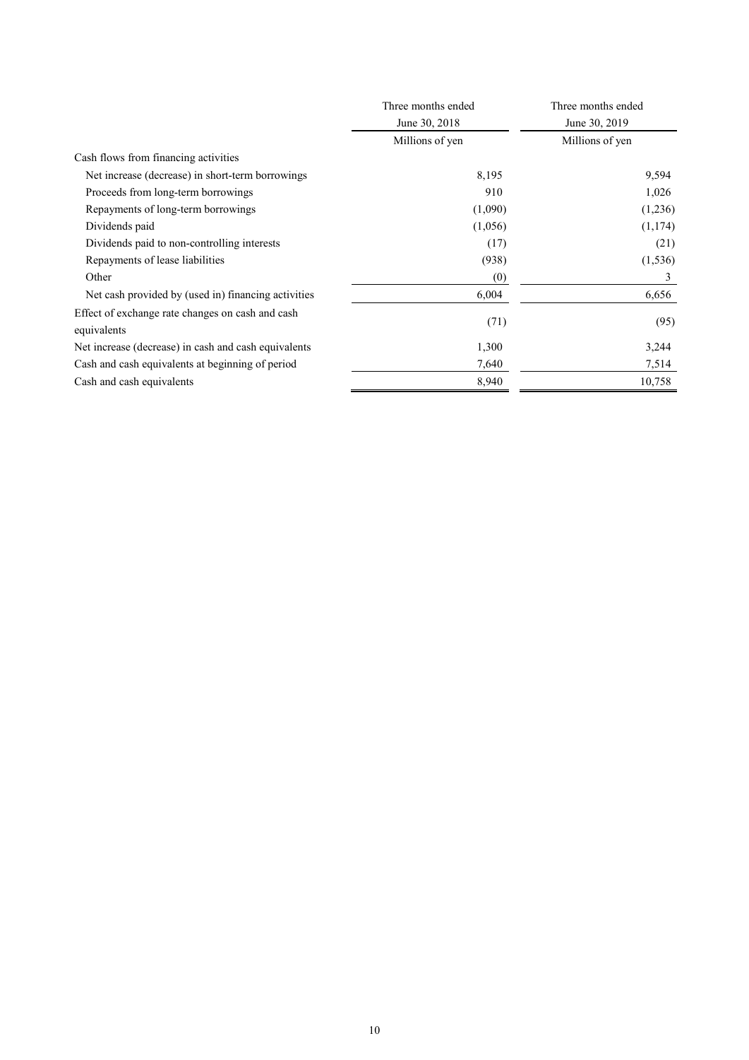| | Three months ended June 30, 2018 | Three months ended June 30, 2019 |
|---|---|---|
| | Millions of yen | Millions of yen |
| Cash flows from financing activities | | |
| Net increase (decrease) in short-term borrowings | 8,195 | 9,594 |
| Proceeds from long-term borrowings | 910 | 1,026 |
| Repayments of long-term borrowings | (1,090) | (1,236) |
| Dividends paid | (1,056) | (1,174) |
| Dividends paid to non-controlling interests | (17) | (21) |
| Repayments of lease liabilities | (938) | (1,536) |
| Other | (0) | 3 |
| Net cash provided by (used in) financing activities | 6,004 | 6,656 |
| Effect of exchange rate changes on cash and cash equivalents | (71) | (95) |
| Net increase (decrease) in cash and cash equivalents | 1,300 | 3,244 |
| Cash and cash equivalents at beginning of period | 7,640 | 7,514 |
| Cash and cash equivalents | 8,940 | 10,758 |